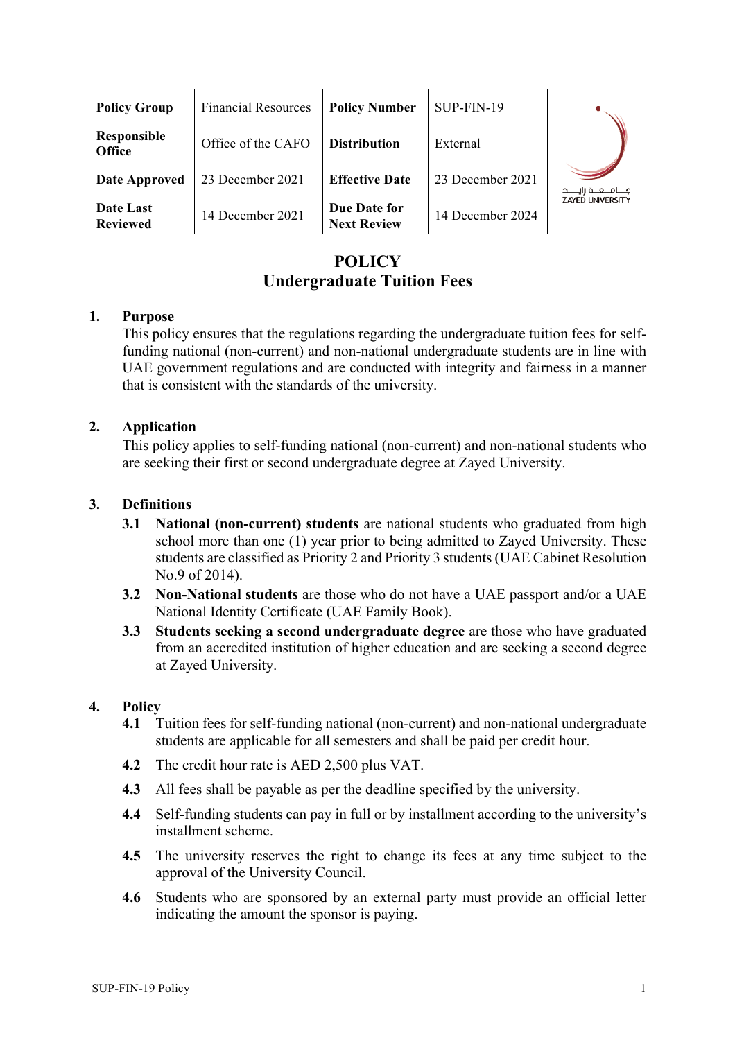| Policy Group | Financial Resources | Policy Number | SUP-FIN-19 |
|---|---|---|---|
| Responsible Office | Office of the CAFO | Distribution | External |
| Date Approved | 23 December 2021 | Effective Date | 23 December 2021 |
| Date Last Reviewed | 14 December 2021 | Due Date for Next Review | 14 December 2024 |

# POLICY
# Undergraduate Tuition Fees

## 1. Purpose

This policy ensures that the regulations regarding the undergraduate tuition fees for self-funding national (non-current) and non-national undergraduate students are in line with UAE government regulations and are conducted with integrity and fairness in a manner that is consistent with the standards of the university.

## 2. Application

This policy applies to self-funding national (non-current) and non-national students who are seeking their first or second undergraduate degree at Zayed University.

## 3. Definitions

**3.1** **National (non-current) students** are national students who graduated from high school more than one (1) year prior to being admitted to Zayed University. These students are classified as Priority 2 and Priority 3 students (UAE Cabinet Resolution No.9 of 2014).

**3.2** **Non-National students** are those who do not have a UAE passport and/or a UAE National Identity Certificate (UAE Family Book).

**3.3** **Students seeking a second undergraduate degree** are those who have graduated from an accredited institution of higher education and are seeking a second degree at Zayed University.

## 4. Policy

**4.1** Tuition fees for self-funding national (non-current) and non-national undergraduate students are applicable for all semesters and shall be paid per credit hour.

**4.2** The credit hour rate is AED 2,500 plus VAT.

**4.3** All fees shall be payable as per the deadline specified by the university.

**4.4** Self-funding students can pay in full or by installment according to the university's installment scheme.

**4.5** The university reserves the right to change its fees at any time subject to the approval of the University Council.

**4.6** Students who are sponsored by an external party must provide an official letter indicating the amount the sponsor is paying.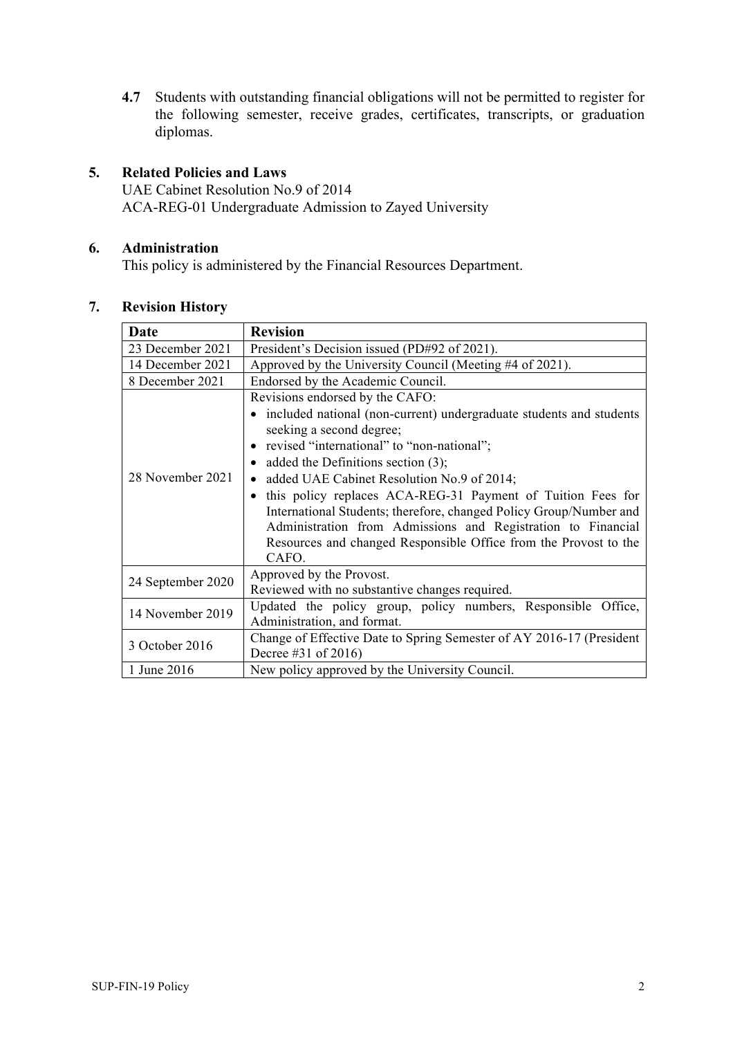**4.7** Students with outstanding financial obligations will not be permitted to register for the following semester, receive grades, certificates, transcripts, or graduation diplomas.

## 5. Related Policies and Laws

UAE Cabinet Resolution No.9 of 2014
ACA-REG-01 Undergraduate Admission to Zayed University

## 6. Administration

This policy is administered by the Financial Resources Department.

## 7. Revision History

| Date | Revision |
|---|---|
| 23 December 2021 | President's Decision issued (PD#92 of 2021). |
| 14 December 2021 | Approved by the University Council (Meeting #4 of 2021). |
| 8 December 2021 | Endorsed by the Academic Council. |
| 28 November 2021 | Revisions endorsed by the CAFO:<br>• included national (non-current) undergraduate students and students seeking a second degree;<br>• revised "international" to "non-national";<br>• added the Definitions section (3);<br>• added UAE Cabinet Resolution No.9 of 2014;<br>• this policy replaces ACA-REG-31 Payment of Tuition Fees for International Students; therefore, changed Policy Group/Number and Administration from Admissions and Registration to Financial Resources and changed Responsible Office from the Provost to the CAFO. |
| 24 September 2020 | Approved by the Provost.<br>Reviewed with no substantive changes required. |
| 14 November 2019 | Updated the policy group, policy numbers, Responsible Office, Administration, and format. |
| 3 October 2016 | Change of Effective Date to Spring Semester of AY 2016-17 (President Decree #31 of 2016) |
| 1 June 2016 | New policy approved by the University Council. |